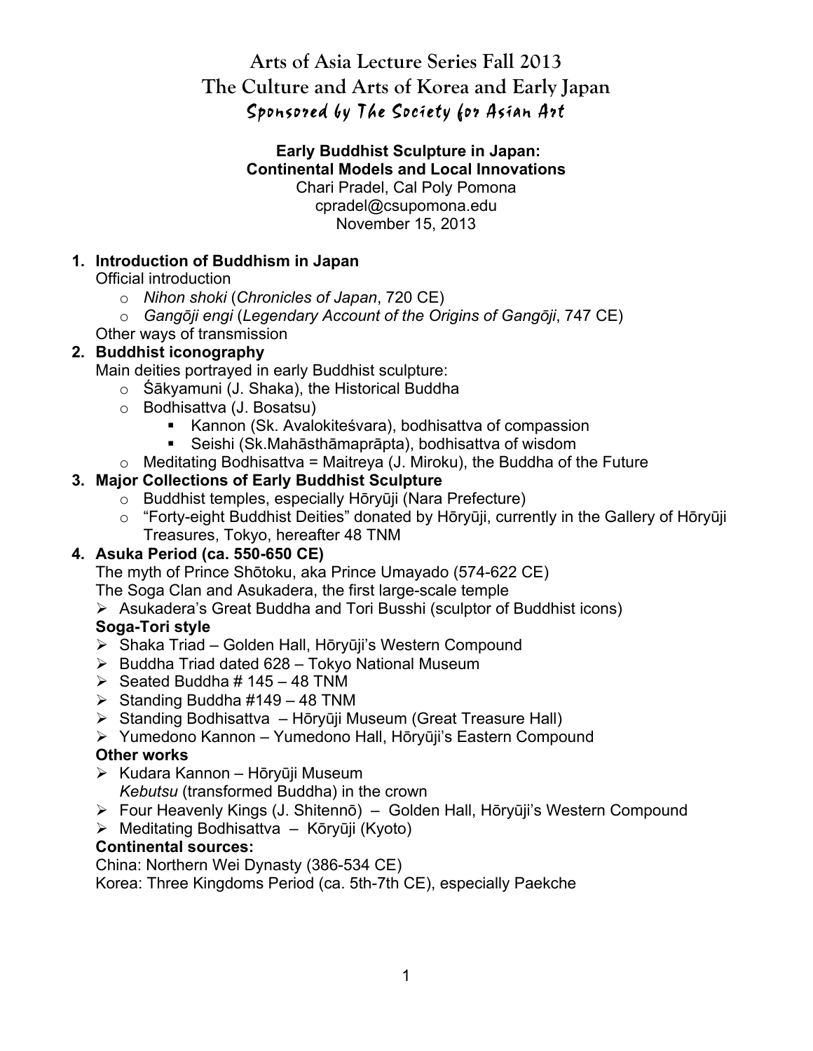# Arts of Asia Lecture Series Fall 2013
# The Culture and Arts of Korea and Early Japan
## Sponsored by The Society for Asian Art

**Early Buddhist Sculpture in Japan:**
**Continental Models and Local Innovations**
Chari Pradel, Cal Poly Pomona
cpradel@csupomona.edu
November 15, 2013

1. **Introduction of Buddhism in Japan**
   Official introduction
   - *Nihon shoki* (*Chronicles of Japan*, 720 CE)
   - *Gangōji engi* (*Legendary Account of the Origins of Gangōji*, 747 CE)

   Other ways of transmission
2. **Buddhist iconography**
   Main deities portrayed in early Buddhist sculpture:
   - Śākyamuni (J. Shaka), the Historical Buddha
   - Bodhisattva (J. Bosatsu)
     - Kannon (Sk. Avalokiteśvara), bodhisattva of compassion
     - Seishi (Sk.Mahāsthāmaprāpta), bodhisattva of wisdom
   - Meditating Bodhisattva = Maitreya (J. Miroku), the Buddha of the Future
3. **Major Collections of Early Buddhist Sculpture**
   - Buddhist temples, especially Hōryūji (Nara Prefecture)
   - "Forty-eight Buddhist Deities" donated by Hōryūji, currently in the Gallery of Hōryūji Treasures, Tokyo, hereafter 48 TNM
4. **Asuka Period (ca. 550-650 CE)**
   The myth of Prince Shōtoku, aka Prince Umayado (574-622 CE)
   The Soga Clan and Asukadera, the first large-scale temple
   - Asukadera's Great Buddha and Tori Busshi (sculptor of Buddhist icons)

   **Soga-Tori style**
   - Shaka Triad – Golden Hall, Hōryūji's Western Compound
   - Buddha Triad dated 628 – Tokyo National Museum
   - Seated Buddha # 145 – 48 TNM
   - Standing Buddha #149 – 48 TNM
   - Standing Bodhisattva – Hōryūji Museum (Great Treasure Hall)
   - Yumedono Kannon – Yumedono Hall, Hōryūji's Eastern Compound

   **Other works**
   - Kudara Kannon – Hōryūji Museum
     *Kebutsu* (transformed Buddha) in the crown
   - Four Heavenly Kings (J. Shitennō) – Golden Hall, Hōryūji's Western Compound
   - Meditating Bodhisattva – Kōryūji (Kyoto)

   **Continental sources:**
   China: Northern Wei Dynasty (386-534 CE)
   Korea: Three Kingdoms Period (ca. 5th-7th CE), especially Paekche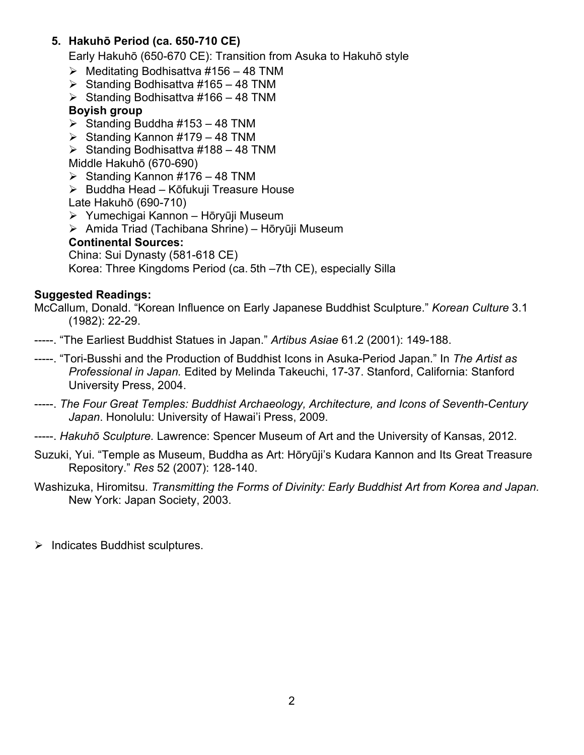5. **Hakuhō Period (ca. 650-710 CE)**

   Early Hakuhō (650-670 CE): Transition from Asuka to Hakuhō style

   - Meditating Bodhisattva #156 – 48 TNM
   - Standing Bodhisattva #165 – 48 TNM
   - Standing Bodhisattva #166 – 48 TNM

   **Boyish group**

   - Standing Buddha #153 – 48 TNM
   - Standing Kannon #179 – 48 TNM
   - Standing Bodhisattva #188 – 48 TNM

   Middle Hakuhō (670-690)

   - Standing Kannon #176 – 48 TNM
   - Buddha Head – Kōfukuji Treasure House

   Late Hakuhō (690-710)

   - Yumechigai Kannon – Hōryūji Museum
   - Amida Triad (Tachibana Shrine) – Hōryūji Museum

   **Continental Sources:**

   China: Sui Dynasty (581-618 CE)

   Korea: Three Kingdoms Period (ca. 5th –7th CE), especially Silla

**Suggested Readings:**

McCallum, Donald. "Korean Influence on Early Japanese Buddhist Sculpture." *Korean Culture* 3.1 (1982): 22-29.

-----. "The Earliest Buddhist Statues in Japan." *Artibus Asiae* 61.2 (2001): 149-188.

-----. "Tori-Busshi and the Production of Buddhist Icons in Asuka-Period Japan." In *The Artist as Professional in Japan.* Edited by Melinda Takeuchi, 17-37. Stanford, California: Stanford University Press, 2004.

-----. *The Four Great Temples: Buddhist Archaeology, Architecture, and Icons of Seventh-Century Japan*. Honolulu: University of Hawai'i Press, 2009.

-----. *Hakuhō Sculpture.* Lawrence: Spencer Museum of Art and the University of Kansas, 2012.

Suzuki, Yui. "Temple as Museum, Buddha as Art: Hōryūji's Kudara Kannon and Its Great Treasure Repository." *Res* 52 (2007): 128-140.

Washizuka, Hiromitsu. *Transmitting the Forms of Divinity: Early Buddhist Art from Korea and Japan.* New York: Japan Society, 2003.

➢ Indicates Buddhist sculptures.